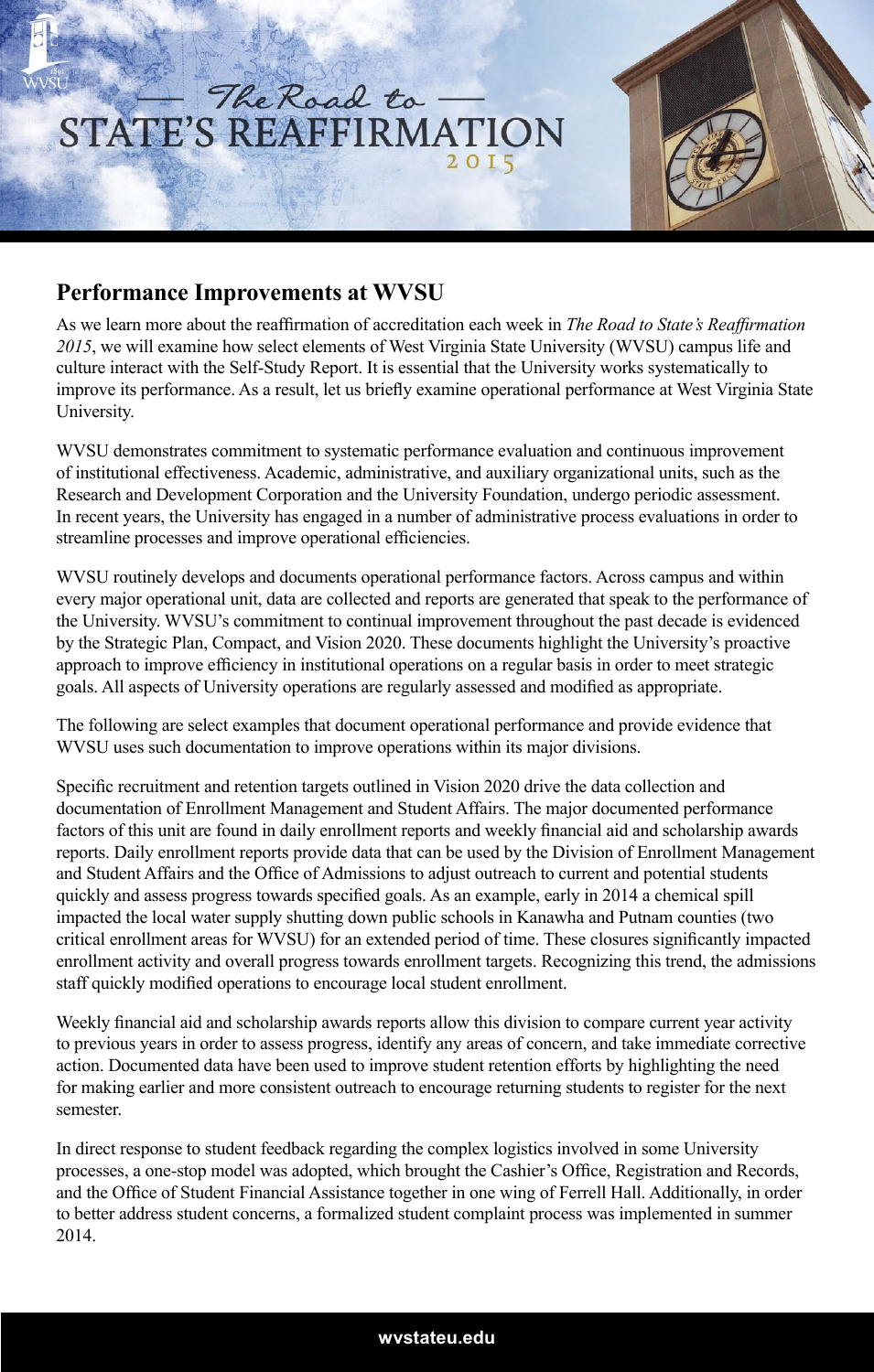# The Road to STATE'S REAFFIRMATION 2015

## Performance Improvements at WVSU

As we learn more about the reaffirmation of accreditation each week in *The Road to State's Reaffirmation 2015*, we will examine how select elements of West Virginia State University (WVSU) campus life and culture interact with the Self-Study Report. It is essential that the University works systematically to improve its performance. As a result, let us briefly examine operational performance at West Virginia State University.

WVSU demonstrates commitment to systematic performance evaluation and continuous improvement of institutional effectiveness. Academic, administrative, and auxiliary organizational units, such as the Research and Development Corporation and the University Foundation, undergo periodic assessment. In recent years, the University has engaged in a number of administrative process evaluations in order to streamline processes and improve operational efficiencies.

WVSU routinely develops and documents operational performance factors. Across campus and within every major operational unit, data are collected and reports are generated that speak to the performance of the University. WVSU's commitment to continual improvement throughout the past decade is evidenced by the Strategic Plan, Compact, and Vision 2020. These documents highlight the University's proactive approach to improve efficiency in institutional operations on a regular basis in order to meet strategic goals. All aspects of University operations are regularly assessed and modified as appropriate.

The following are select examples that document operational performance and provide evidence that WVSU uses such documentation to improve operations within its major divisions.

Specific recruitment and retention targets outlined in Vision 2020 drive the data collection and documentation of Enrollment Management and Student Affairs. The major documented performance factors of this unit are found in daily enrollment reports and weekly financial aid and scholarship awards reports. Daily enrollment reports provide data that can be used by the Division of Enrollment Management and Student Affairs and the Office of Admissions to adjust outreach to current and potential students quickly and assess progress towards specified goals. As an example, early in 2014 a chemical spill impacted the local water supply shutting down public schools in Kanawha and Putnam counties (two critical enrollment areas for WVSU) for an extended period of time. These closures significantly impacted enrollment activity and overall progress towards enrollment targets. Recognizing this trend, the admissions staff quickly modified operations to encourage local student enrollment.

Weekly financial aid and scholarship awards reports allow this division to compare current year activity to previous years in order to assess progress, identify any areas of concern, and take immediate corrective action. Documented data have been used to improve student retention efforts by highlighting the need for making earlier and more consistent outreach to encourage returning students to register for the next semester.

In direct response to student feedback regarding the complex logistics involved in some University processes, a one-stop model was adopted, which brought the Cashier's Office, Registration and Records, and the Office of Student Financial Assistance together in one wing of Ferrell Hall. Additionally, in order to better address student concerns, a formalized student complaint process was implemented in summer 2014.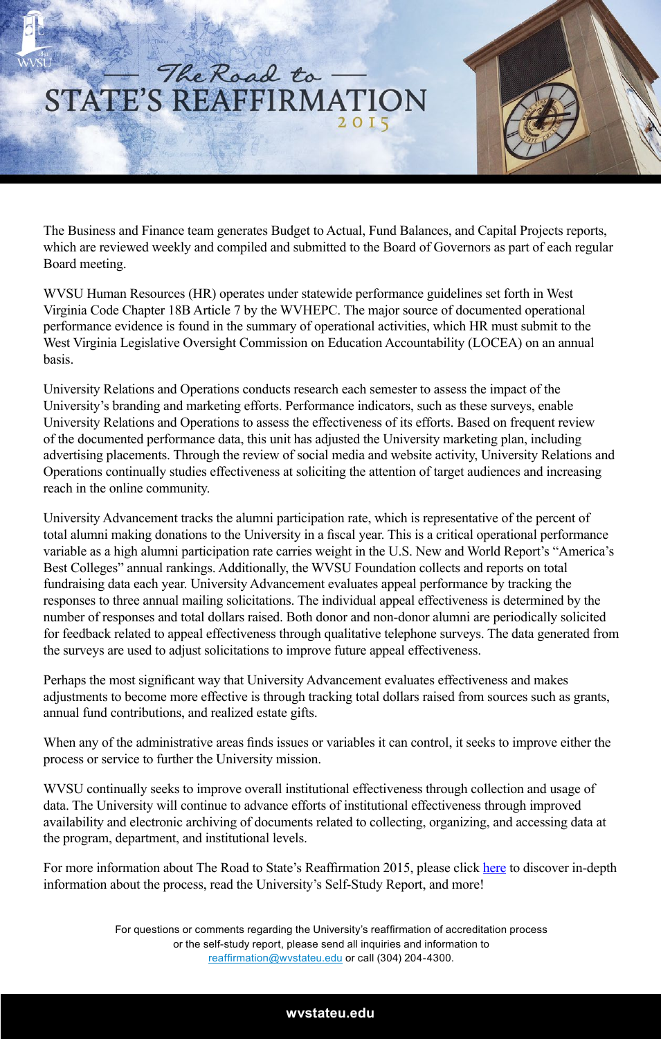# The Road to STATE'S REAFFIRMATION 2015

The Business and Finance team generates Budget to Actual, Fund Balances, and Capital Projects reports, which are reviewed weekly and compiled and submitted to the Board of Governors as part of each regular Board meeting.

WVSU Human Resources (HR) operates under statewide performance guidelines set forth in West Virginia Code Chapter 18B Article 7 by the WVHEPC. The major source of documented operational performance evidence is found in the summary of operational activities, which HR must submit to the West Virginia Legislative Oversight Commission on Education Accountability (LOCEA) on an annual basis.

University Relations and Operations conducts research each semester to assess the impact of the University's branding and marketing efforts. Performance indicators, such as these surveys, enable University Relations and Operations to assess the effectiveness of its efforts. Based on frequent review of the documented performance data, this unit has adjusted the University marketing plan, including advertising placements. Through the review of social media and website activity, University Relations and Operations continually studies effectiveness at soliciting the attention of target audiences and increasing reach in the online community.

University Advancement tracks the alumni participation rate, which is representative of the percent of total alumni making donations to the University in a fiscal year. This is a critical operational performance variable as a high alumni participation rate carries weight in the U.S. New and World Report's "America's Best Colleges" annual rankings. Additionally, the WVSU Foundation collects and reports on total fundraising data each year. University Advancement evaluates appeal performance by tracking the responses to three annual mailing solicitations. The individual appeal effectiveness is determined by the number of responses and total dollars raised. Both donor and non-donor alumni are periodically solicited for feedback related to appeal effectiveness through qualitative telephone surveys. The data generated from the surveys are used to adjust solicitations to improve future appeal effectiveness.

Perhaps the most significant way that University Advancement evaluates effectiveness and makes adjustments to become more effective is through tracking total dollars raised from sources such as grants, annual fund contributions, and realized estate gifts.

When any of the administrative areas finds issues or variables it can control, it seeks to improve either the process or service to further the University mission.

WVSU continually seeks to improve overall institutional effectiveness through collection and usage of data. The University will continue to advance efforts of institutional effectiveness through improved availability and electronic archiving of documents related to collecting, organizing, and accessing data at the program, department, and institutional levels.

For more information about The Road to State's Reaffirmation 2015, please click here to discover in-depth information about the process, read the University's Self-Study Report, and more!

For questions or comments regarding the University's reaffirmation of accreditation process or the self-study report, please send all inquiries and information to reaffirmation@wvstateu.edu or call (304) 204-4300.

wvstateu.edu